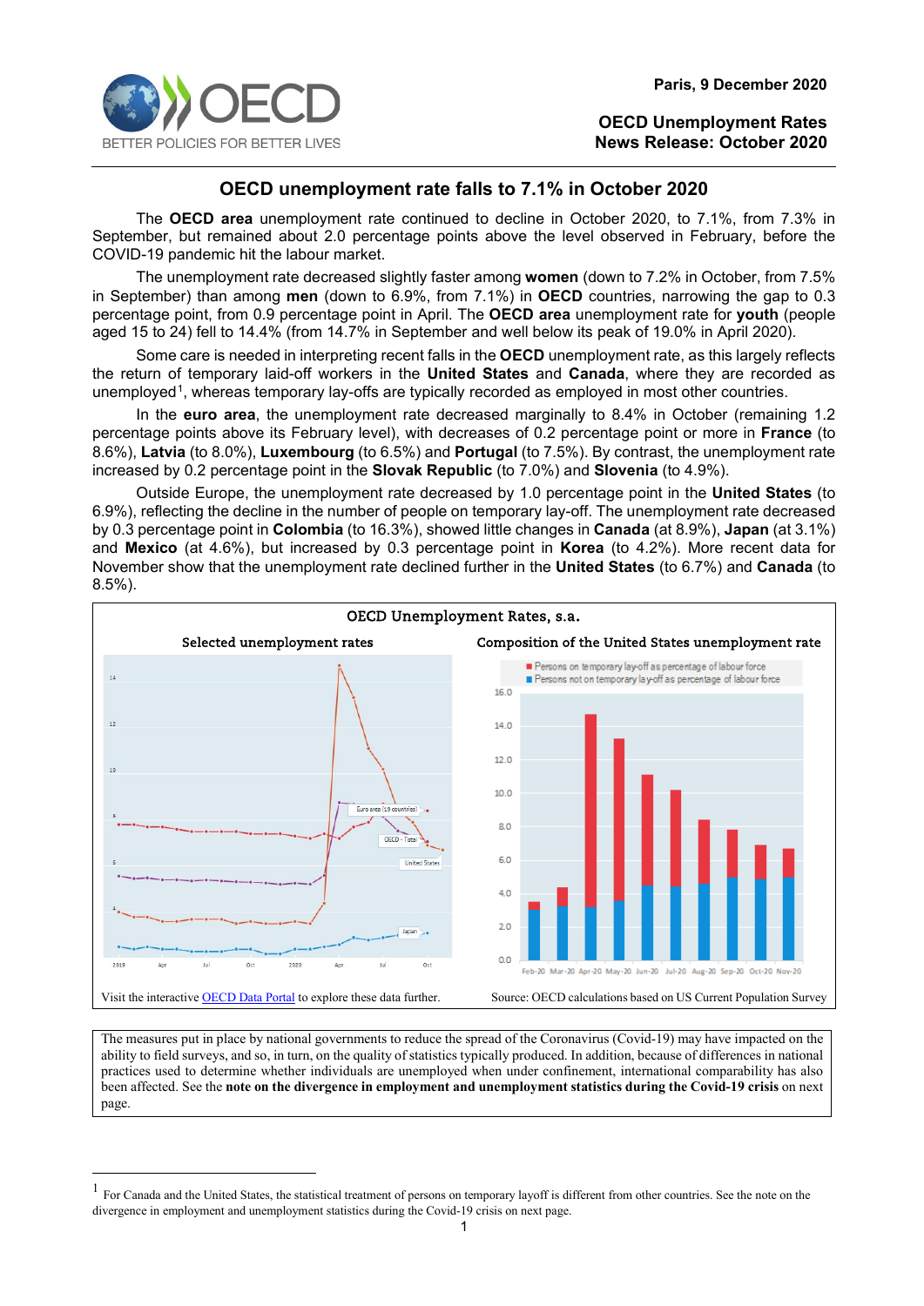Paris, 9 December 2020

**OECD Unemployment Rates**
**News Release: October 2020**

# OECD unemployment rate falls to 7.1% in October 2020

The **OECD area** unemployment rate continued to decline in October 2020, to 7.1%, from 7.3% in September, but remained about 2.0 percentage points above the level observed in February, before the COVID-19 pandemic hit the labour market.

The unemployment rate decreased slightly faster among **women** (down to 7.2% in October, from 7.5% in September) than among **men** (down to 6.9%, from 7.1%) in **OECD** countries, narrowing the gap to 0.3 percentage point, from 0.9 percentage point in April. The **OECD area** unemployment rate for **youth** (people aged 15 to 24) fell to 14.4% (from 14.7% in September and well below its peak of 19.0% in April 2020).

Some care is needed in interpreting recent falls in the **OECD** unemployment rate, as this largely reflects the return of temporary laid-off workers in the **United States** and **Canada**, where they are recorded as unemployed[1], whereas temporary lay-offs are typically recorded as employed in most other countries.

In the **euro area**, the unemployment rate decreased marginally to 8.4% in October (remaining 1.2 percentage points above its February level), with decreases of 0.2 percentage point or more in **France** (to 8.6%), **Latvia** (to 8.0%), **Luxembourg** (to 6.5%) and **Portugal** (to 7.5%). By contrast, the unemployment rate increased by 0.2 percentage point in the **Slovak Republic** (to 7.0%) and **Slovenia** (to 4.9%).

Outside Europe, the unemployment rate decreased by 1.0 percentage point in the **United States** (to 6.9%), reflecting the decline in the number of people on temporary lay-off. The unemployment rate decreased by 0.3 percentage point in **Colombia** (to 16.3%), showed little changes in **Canada** (at 8.9%), **Japan** (at 3.1%) and **Mexico** (at 4.6%), but increased by 0.3 percentage point in **Korea** (to 4.2%). More recent data for November show that the unemployment rate declined further in the **United States** (to 6.7%) and **Canada** (to 8.5%).

**OECD Unemployment Rates, s.a.**

Selected unemployment rates | Composition of the United States unemployment rate

Visit the interactive OECD Data Portal to explore these data further.

Source: OECD calculations based on US Current Population Survey

The measures put in place by national governments to reduce the spread of the Coronavirus (Covid-19) may have impacted on the ability to field surveys, and so, in turn, on the quality of statistics typically produced. In addition, because of differences in national practices used to determine whether individuals are unemployed when under confinement, international comparability has also been affected. See the **note on the divergence in employment and unemployment statistics during the Covid-19 crisis** on next page.

[1] For Canada and the United States, the statistical treatment of persons on temporary layoff is different from other countries. See the note on the divergence in employment and unemployment statistics during the Covid-19 crisis on next page.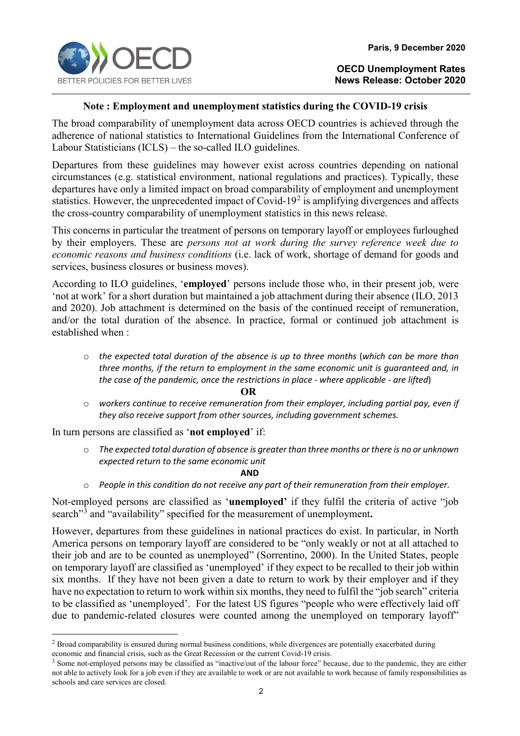### Note : Employment and unemployment statistics during the COVID-19 crisis

The broad comparability of unemployment data across OECD countries is achieved through the adherence of national statistics to International Guidelines from the International Conference of Labour Statisticians (ICLS) – the so-called ILO guidelines.

Departures from these guidelines may however exist across countries depending on national circumstances (e.g. statistical environment, national regulations and practices). Typically, these departures have only a limited impact on broad comparability of employment and unemployment statistics. However, the unprecedented impact of Covid-19[2] is amplifying divergences and affects the cross-country comparability of unemployment statistics in this news release.

This concerns in particular the treatment of persons on temporary layoff or employees furloughed by their employers. These are *persons not at work during the survey reference week due to economic reasons and business conditions* (i.e. lack of work, shortage of demand for goods and services, business closures or business moves).

According to ILO guidelines, '**employed**' persons include those who, in their present job, were 'not at work' for a short duration but maintained a job attachment during their absence (ILO, 2013 and 2020). Job attachment is determined on the basis of the continued receipt of remuneration, and/or the total duration of the absence. In practice, formal or continued job attachment is established when :

- *the expected total duration of the absence is up to three months* (*which can be more than three months, if the return to employment in the same economic unit is guaranteed and, in the case of the pandemic, once the restrictions in place - where applicable - are lifted*)

**OR**

- *workers continue to receive remuneration from their employer, including partial pay, even if they also receive support from other sources, including government schemes.*

In turn persons are classified as '**not employed**' if:

- *The expected total duration of absence is greater than three months or there is no or unknown expected return to the same economic unit*

**AND**

- *People in this condition do not receive any part of their remuneration from their employer.*

Not-employed persons are classified as '**unemployed'** if they fulfil the criteria of active "job search"[3] and "availability" specified for the measurement of unemployment**.**

However, departures from these guidelines in national practices do exist. In particular, in North America persons on temporary layoff are considered to be "only weakly or not at all attached to their job and are to be counted as unemployed" (Sorrentino, 2000). In the United States, people on temporary layoff are classified as 'unemployed' if they expect to be recalled to their job within six months. If they have not been given a date to return to work by their employer and if they have no expectation to return to work within six months, they need to fulfil the "job search" criteria to be classified as 'unemployed'. For the latest US figures "people who were effectively laid off due to pandemic-related closures were counted among the unemployed on temporary layoff"

---

[2] Broad comparability is ensured during normal business conditions, while divergences are potentially exacerbated during economic and financial crisis, such as the Great Recession or the current Covid-19 crisis.

[3] Some not-employed persons may be classified as "inactive/out of the labour force" because, due to the pandemic, they are either not able to actively look for a job even if they are available to work or are not available to work because of family responsibilities as schools and care services are closed.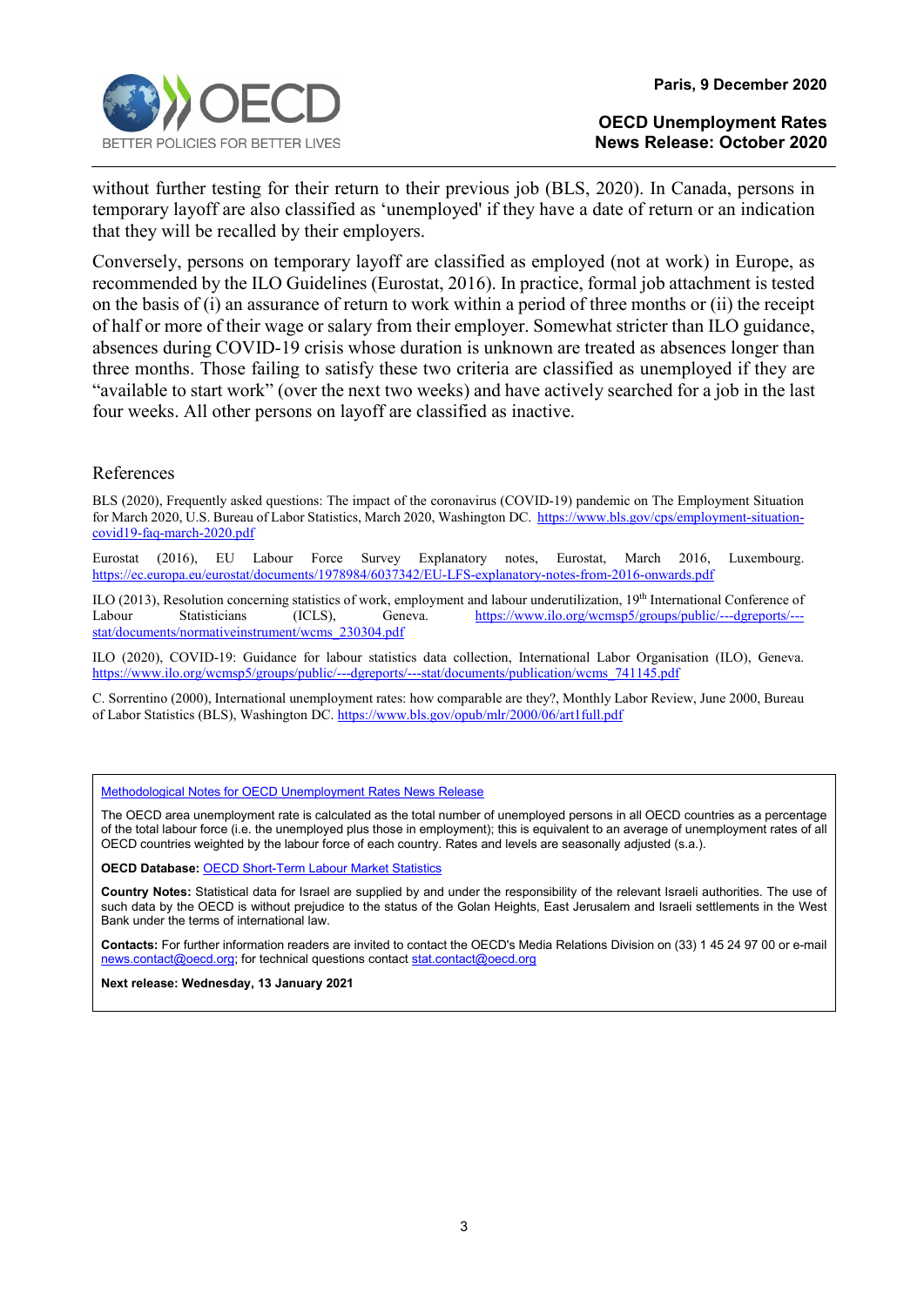without further testing for their return to their previous job (BLS, 2020). In Canada, persons in temporary layoff are also classified as 'unemployed' if they have a date of return or an indication that they will be recalled by their employers.

Conversely, persons on temporary layoff are classified as employed (not at work) in Europe, as recommended by the ILO Guidelines (Eurostat, 2016). In practice, formal job attachment is tested on the basis of (i) an assurance of return to work within a period of three months or (ii) the receipt of half or more of their wage or salary from their employer. Somewhat stricter than ILO guidance, absences during COVID-19 crisis whose duration is unknown are treated as absences longer than three months. Those failing to satisfy these two criteria are classified as unemployed if they are "available to start work" (over the next two weeks) and have actively searched for a job in the last four weeks. All other persons on layoff are classified as inactive.

## References

BLS (2020), Frequently asked questions: The impact of the coronavirus (COVID-19) pandemic on The Employment Situation for March 2020, U.S. Bureau of Labor Statistics, March 2020, Washington DC. https://www.bls.gov/cps/employment-situation-covid19-faq-march-2020.pdf

Eurostat (2016), EU Labour Force Survey Explanatory notes, Eurostat, March 2016, Luxembourg. https://ec.europa.eu/eurostat/documents/1978984/6037342/EU-LFS-explanatory-notes-from-2016-onwards.pdf

ILO (2013), Resolution concerning statistics of work, employment and labour underutilization, 19th International Conference of Labour Statisticians (ICLS), Geneva. https://www.ilo.org/wcmsp5/groups/public/---dgreports/---stat/documents/normativeinstrument/wcms_230304.pdf

ILO (2020), COVID-19: Guidance for labour statistics data collection, International Labor Organisation (ILO), Geneva. https://www.ilo.org/wcmsp5/groups/public/---dgreports/---stat/documents/publication/wcms_741145.pdf

C. Sorrentino (2000), International unemployment rates: how comparable are they?, Monthly Labor Review, June 2000, Bureau of Labor Statistics (BLS), Washington DC. https://www.bls.gov/opub/mlr/2000/06/art1full.pdf

---

Methodological Notes for OECD Unemployment Rates News Release

The OECD area unemployment rate is calculated as the total number of unemployed persons in all OECD countries as a percentage of the total labour force (i.e. the unemployed plus those in employment); this is equivalent to an average of unemployment rates of all OECD countries weighted by the labour force of each country. Rates and levels are seasonally adjusted (s.a.).

**OECD Database:** OECD Short-Term Labour Market Statistics

**Country Notes:** Statistical data for Israel are supplied by and under the responsibility of the relevant Israeli authorities. The use of such data by the OECD is without prejudice to the status of the Golan Heights, East Jerusalem and Israeli settlements in the West Bank under the terms of international law.

**Contacts:** For further information readers are invited to contact the OECD's Media Relations Division on (33) 1 45 24 97 00 or e-mail news.contact@oecd.org; for technical questions contact stat.contact@oecd.org

**Next release: Wednesday, 13 January 2021**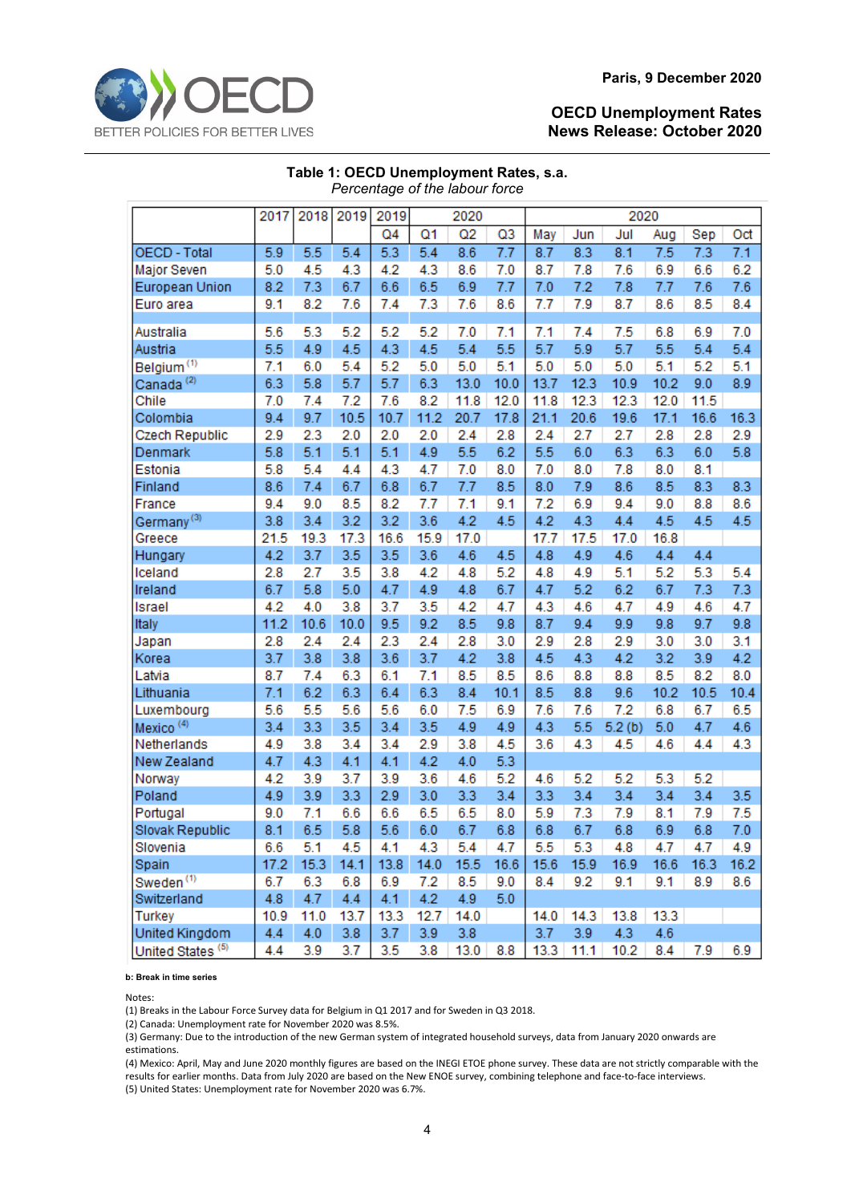Paris, 9 December 2020

**OECD Unemployment Rates**
**News Release: October 2020**

### Table 1: OECD Unemployment Rates, s.a.

*Percentage of the labour force*

| | 2017 | 2018 | 2019 | 2019 | 2020 | | | 2020 | | | | | |
|---|---|---|---|---|---|---|---|---|---|---|---|---|---|
| | | | | Q4 | Q1 | Q2 | Q3 | May | Jun | Jul | Aug | Sep | Oct |
| OECD - Total | 5.9 | 5.5 | 5.4 | 5.3 | 5.4 | 8.6 | 7.7 | 8.7 | 8.3 | 8.1 | 7.5 | 7.3 | 7.1 |
| Major Seven | 5.0 | 4.5 | 4.3 | 4.2 | 4.3 | 8.6 | 7.0 | 8.7 | 7.8 | 7.6 | 6.9 | 6.6 | 6.2 |
| European Union | 8.2 | 7.3 | 6.7 | 6.6 | 6.5 | 6.9 | 7.7 | 7.0 | 7.2 | 7.8 | 7.7 | 7.6 | 7.6 |
| Euro area | 9.1 | 8.2 | 7.6 | 7.4 | 7.3 | 7.6 | 8.6 | 7.7 | 7.9 | 8.7 | 8.6 | 8.5 | 8.4 |
| Australia | 5.6 | 5.3 | 5.2 | 5.2 | 5.2 | 7.0 | 7.1 | 7.1 | 7.4 | 7.5 | 6.8 | 6.9 | 7.0 |
| Austria | 5.5 | 4.9 | 4.5 | 4.3 | 4.5 | 5.4 | 5.5 | 5.7 | 5.9 | 5.7 | 5.5 | 5.4 | 5.4 |
| Belgium [1] | 7.1 | 6.0 | 5.4 | 5.2 | 5.0 | 5.0 | 5.1 | 5.0 | 5.0 | 5.0 | 5.1 | 5.2 | 5.1 |
| Canada [2] | 6.3 | 5.8 | 5.7 | 5.7 | 6.3 | 13.0 | 10.0 | 13.7 | 12.3 | 10.9 | 10.2 | 9.0 | 8.9 |
| Chile | 7.0 | 7.4 | 7.2 | 7.6 | 8.2 | 11.8 | 12.0 | 11.8 | 12.3 | 12.3 | 12.0 | 11.5 | |
| Colombia | 9.4 | 9.7 | 10.5 | 10.7 | 11.2 | 20.7 | 17.8 | 21.1 | 20.6 | 19.6 | 17.1 | 16.6 | 16.3 |
| Czech Republic | 2.9 | 2.3 | 2.0 | 2.0 | 2.0 | 2.4 | 2.8 | 2.4 | 2.7 | 2.7 | 2.8 | 2.8 | 2.9 |
| Denmark | 5.8 | 5.1 | 5.1 | 5.1 | 4.9 | 5.5 | 6.2 | 5.5 | 6.0 | 6.3 | 6.3 | 6.0 | 5.8 |
| Estonia | 5.8 | 5.4 | 4.4 | 4.3 | 4.7 | 7.0 | 8.0 | 7.0 | 8.0 | 7.8 | 8.0 | 8.1 | |
| Finland | 8.6 | 7.4 | 6.7 | 6.8 | 6.7 | 7.7 | 8.5 | 8.0 | 7.9 | 8.6 | 8.5 | 8.3 | 8.3 |
| France | 9.4 | 9.0 | 8.5 | 8.2 | 7.7 | 7.1 | 9.1 | 7.2 | 6.9 | 9.4 | 9.0 | 8.8 | 8.6 |
| Germany [3] | 3.8 | 3.4 | 3.2 | 3.2 | 3.6 | 4.2 | 4.5 | 4.2 | 4.3 | 4.4 | 4.5 | 4.5 | 4.5 |
| Greece | 21.5 | 19.3 | 17.3 | 16.6 | 15.9 | 17.0 | | 17.7 | 17.5 | 17.0 | 16.8 | | |
| Hungary | 4.2 | 3.7 | 3.5 | 3.5 | 3.6 | 4.6 | 4.5 | 4.8 | 4.9 | 4.6 | 4.4 | 4.4 | |
| Iceland | 2.8 | 2.7 | 3.5 | 3.8 | 4.2 | 4.8 | 5.2 | 4.8 | 4.9 | 5.1 | 5.2 | 5.3 | 5.4 |
| Ireland | 6.7 | 5.8 | 5.0 | 4.7 | 4.9 | 4.8 | 6.7 | 4.7 | 5.2 | 6.2 | 6.7 | 7.3 | 7.3 |
| Israel | 4.2 | 4.0 | 3.8 | 3.7 | 3.5 | 4.2 | 4.7 | 4.3 | 4.6 | 4.7 | 4.9 | 4.6 | 4.7 |
| Italy | 11.2 | 10.6 | 10.0 | 9.5 | 9.2 | 8.5 | 9.8 | 8.7 | 9.4 | 9.9 | 9.8 | 9.7 | 9.8 |
| Japan | 2.8 | 2.4 | 2.4 | 2.3 | 2.4 | 2.8 | 3.0 | 2.9 | 2.8 | 2.9 | 3.0 | 3.0 | 3.1 |
| Korea | 3.7 | 3.8 | 3.8 | 3.6 | 3.7 | 4.2 | 3.8 | 4.5 | 4.3 | 4.2 | 3.2 | 3.9 | 4.2 |
| Latvia | 8.7 | 7.4 | 6.3 | 6.1 | 7.1 | 8.5 | 8.5 | 8.6 | 8.8 | 8.8 | 8.5 | 8.2 | 8.0 |
| Lithuania | 7.1 | 6.2 | 6.3 | 6.4 | 6.3 | 8.4 | 10.1 | 8.5 | 8.8 | 9.6 | 10.2 | 10.5 | 10.4 |
| Luxembourg | 5.6 | 5.5 | 5.6 | 5.6 | 6.0 | 7.5 | 6.9 | 7.6 | 7.6 | 7.2 | 6.8 | 6.7 | 6.5 |
| Mexico [4] | 3.4 | 3.3 | 3.5 | 3.4 | 3.5 | 4.9 | 4.9 | 4.3 | 5.5 | 5.2 (b) | 5.0 | 4.7 | 4.6 |
| Netherlands | 4.9 | 3.8 | 3.4 | 3.4 | 2.9 | 3.8 | 4.5 | 3.6 | 4.3 | 4.5 | 4.6 | 4.4 | 4.3 |
| New Zealand | 4.7 | 4.3 | 4.1 | 4.1 | 4.2 | 4.0 | 5.3 | | | | | | |
| Norway | 4.2 | 3.9 | 3.7 | 3.9 | 3.6 | 4.6 | 5.2 | 4.6 | 5.2 | 5.2 | 5.3 | 5.2 | |
| Poland | 4.9 | 3.9 | 3.3 | 2.9 | 3.0 | 3.3 | 3.4 | 3.3 | 3.4 | 3.4 | 3.4 | 3.4 | 3.5 |
| Portugal | 9.0 | 7.1 | 6.6 | 6.6 | 6.5 | 6.5 | 8.0 | 5.9 | 7.3 | 7.9 | 8.1 | 7.9 | 7.5 |
| Slovak Republic | 8.1 | 6.5 | 5.8 | 5.6 | 6.0 | 6.7 | 6.8 | 6.8 | 6.7 | 6.8 | 6.9 | 6.8 | 7.0 |
| Slovenia | 6.6 | 5.1 | 4.5 | 4.1 | 4.3 | 5.4 | 4.7 | 5.5 | 5.3 | 4.8 | 4.7 | 4.7 | 4.9 |
| Spain | 17.2 | 15.3 | 14.1 | 13.8 | 14.0 | 15.5 | 16.6 | 15.6 | 15.9 | 16.9 | 16.6 | 16.3 | 16.2 |
| Sweden [1] | 6.7 | 6.3 | 6.8 | 6.9 | 7.2 | 8.5 | 9.0 | 8.4 | 9.2 | 9.1 | 9.1 | 8.9 | 8.6 |
| Switzerland | 4.8 | 4.7 | 4.4 | 4.1 | 4.2 | 4.9 | 5.0 | | | | | | |
| Turkey | 10.9 | 11.0 | 13.7 | 13.3 | 12.7 | 14.0 | | 14.0 | 14.3 | 13.8 | 13.3 | | |
| United Kingdom | 4.4 | 4.0 | 3.8 | 3.7 | 3.9 | 3.8 | | 3.7 | 3.9 | 4.3 | 4.6 | | |
| United States [5] | 4.4 | 3.9 | 3.7 | 3.5 | 3.8 | 13.0 | 8.8 | 13.3 | 11.1 | 10.2 | 8.4 | 7.9 | 6.9 |

**b: Break in time series**

Notes:
(1) Breaks in the Labour Force Survey data for Belgium in Q1 2017 and for Sweden in Q3 2018.
(2) Canada: Unemployment rate for November 2020 was 8.5%.
(3) Germany: Due to the introduction of the new German system of integrated household surveys, data from January 2020 onwards are estimations.
(4) Mexico: April, May and June 2020 monthly figures are based on the INEGI ETOE phone survey. These data are not strictly comparable with the results for earlier months. Data from July 2020 are based on the New ENOE survey, combining telephone and face-to-face interviews.
(5) United States: Unemployment rate for November 2020 was 6.7%.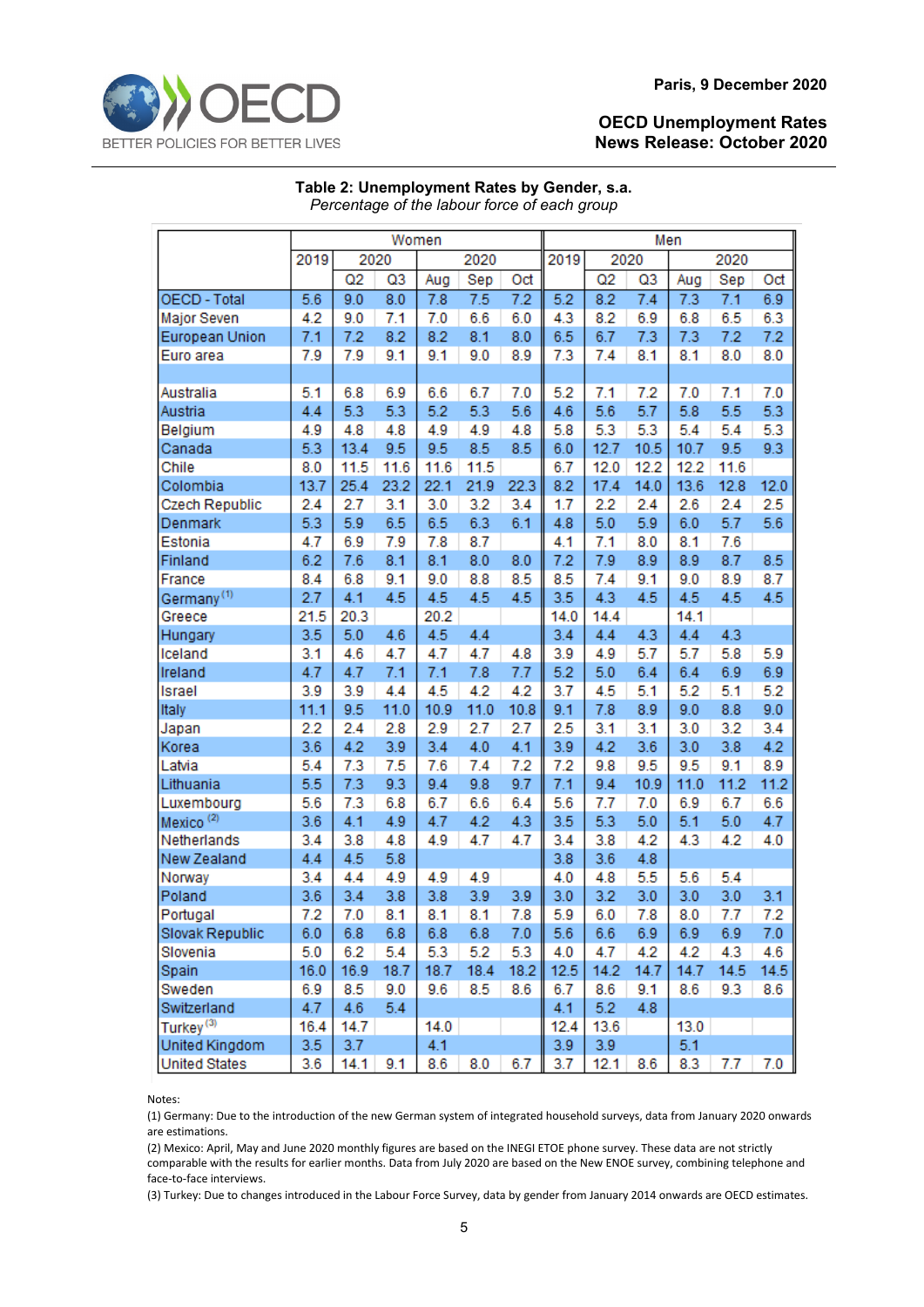Paris, 9 December 2020

**OECD Unemployment Rates**
**News Release: October 2020**

**Table 2: Unemployment Rates by Gender, s.a.**
*Percentage of the labour force of each group*

| | Women | | | | | | Men | | | | | |
|---|---|---|---|---|---|---|---|---|---|---|---|---|
| | 2019 | 2020 | | 2020 | | | 2019 | 2020 | | 2020 | | |
| | | Q2 | Q3 | Aug | Sep | Oct | | Q2 | Q3 | Aug | Sep | Oct |
| OECD - Total | 5.6 | 9.0 | 8.0 | 7.8 | 7.5 | 7.2 | 5.2 | 8.2 | 7.4 | 7.3 | 7.1 | 6.9 |
| Major Seven | 4.2 | 9.0 | 7.1 | 7.0 | 6.6 | 6.0 | 4.3 | 8.2 | 6.9 | 6.8 | 6.5 | 6.3 |
| European Union | 7.1 | 7.2 | 8.2 | 8.2 | 8.1 | 8.0 | 6.5 | 6.7 | 7.3 | 7.3 | 7.2 | 7.2 |
| Euro area | 7.9 | 7.9 | 9.1 | 9.1 | 9.0 | 8.9 | 7.3 | 7.4 | 8.1 | 8.1 | 8.0 | 8.0 |
| | | | | | | | | | | | | |
| Australia | 5.1 | 6.8 | 6.9 | 6.6 | 6.7 | 7.0 | 5.2 | 7.1 | 7.2 | 7.0 | 7.1 | 7.0 |
| Austria | 4.4 | 5.3 | 5.3 | 5.2 | 5.3 | 5.6 | 4.6 | 5.6 | 5.7 | 5.8 | 5.5 | 5.3 |
| Belgium | 4.9 | 4.8 | 4.8 | 4.9 | 4.9 | 4.8 | 5.8 | 5.3 | 5.3 | 5.4 | 5.4 | 5.3 |
| Canada | 5.3 | 13.4 | 9.5 | 9.5 | 8.5 | 8.5 | 6.0 | 12.7 | 10.5 | 10.7 | 9.5 | 9.3 |
| Chile | 8.0 | 11.5 | 11.6 | 11.6 | 11.5 | | 6.7 | 12.0 | 12.2 | 12.2 | 11.6 | |
| Colombia | 13.7 | 25.4 | 23.2 | 22.1 | 21.9 | 22.3 | 8.2 | 17.4 | 14.0 | 13.6 | 12.8 | 12.0 |
| Czech Republic | 2.4 | 2.7 | 3.1 | 3.0 | 3.2 | 3.4 | 1.7 | 2.2 | 2.4 | 2.6 | 2.4 | 2.5 |
| Denmark | 5.3 | 5.9 | 6.5 | 6.5 | 6.3 | 6.1 | 4.8 | 5.0 | 5.9 | 6.0 | 5.7 | 5.6 |
| Estonia | 4.7 | 6.9 | 7.9 | 7.8 | 8.7 | | 4.1 | 7.1 | 8.0 | 8.1 | 7.6 | |
| Finland | 6.2 | 7.6 | 8.1 | 8.1 | 8.0 | 8.0 | 7.2 | 7.9 | 8.9 | 8.9 | 8.7 | 8.5 |
| France | 8.4 | 6.8 | 9.1 | 9.0 | 8.8 | 8.5 | 8.5 | 7.4 | 9.1 | 9.0 | 8.9 | 8.7 |
| Germany [1] | 2.7 | 4.1 | 4.5 | 4.5 | 4.5 | 4.5 | 3.5 | 4.3 | 4.5 | 4.5 | 4.5 | 4.5 |
| Greece | 21.5 | 20.3 | | 20.2 | | | 14.0 | 14.4 | | 14.1 | | |
| Hungary | 3.5 | 5.0 | 4.6 | 4.5 | 4.4 | | 3.4 | 4.4 | 4.3 | 4.4 | 4.3 | |
| Iceland | 3.1 | 4.6 | 4.7 | 4.7 | 4.7 | 4.8 | 3.9 | 4.9 | 5.7 | 5.7 | 5.8 | 5.9 |
| Ireland | 4.7 | 4.7 | 7.1 | 7.1 | 7.8 | 7.7 | 5.2 | 5.0 | 6.4 | 6.4 | 6.9 | 6.9 |
| Israel | 3.9 | 3.9 | 4.4 | 4.5 | 4.2 | 4.2 | 3.7 | 4.5 | 5.1 | 5.2 | 5.1 | 5.2 |
| Italy | 11.1 | 9.5 | 11.0 | 10.9 | 11.0 | 10.8 | 9.1 | 7.8 | 8.9 | 9.0 | 8.8 | 9.0 |
| Japan | 2.2 | 2.4 | 2.8 | 2.9 | 2.7 | 2.7 | 2.5 | 3.1 | 3.1 | 3.0 | 3.2 | 3.4 |
| Korea | 3.6 | 4.2 | 3.9 | 3.4 | 4.0 | 4.1 | 3.9 | 4.2 | 3.6 | 3.0 | 3.8 | 4.2 |
| Latvia | 5.4 | 7.3 | 7.5 | 7.6 | 7.4 | 7.2 | 7.2 | 9.8 | 9.5 | 9.5 | 9.1 | 8.9 |
| Lithuania | 5.5 | 7.3 | 9.3 | 9.4 | 9.8 | 9.7 | 7.1 | 9.4 | 10.9 | 11.0 | 11.2 | 11.2 |
| Luxembourg | 5.6 | 7.3 | 6.8 | 6.7 | 6.6 | 6.4 | 5.6 | 7.7 | 7.0 | 6.9 | 6.7 | 6.6 |
| Mexico [2] | 3.6 | 4.1 | 4.9 | 4.7 | 4.2 | 4.3 | 3.5 | 5.3 | 5.0 | 5.1 | 5.0 | 4.7 |
| Netherlands | 3.4 | 3.8 | 4.8 | 4.9 | 4.7 | 4.7 | 3.4 | 3.8 | 4.2 | 4.3 | 4.2 | 4.0 |
| New Zealand | 4.4 | 4.5 | 5.8 | | | | 3.8 | 3.6 | 4.8 | | | |
| Norway | 3.4 | 4.4 | 4.9 | 4.9 | 4.9 | | 4.0 | 4.8 | 5.5 | 5.6 | 5.4 | |
| Poland | 3.6 | 3.4 | 3.8 | 3.8 | 3.9 | 3.9 | 3.0 | 3.2 | 3.0 | 3.0 | 3.0 | 3.1 |
| Portugal | 7.2 | 7.0 | 8.1 | 8.1 | 8.1 | 7.8 | 5.9 | 6.0 | 7.8 | 8.0 | 7.7 | 7.2 |
| Slovak Republic | 6.0 | 6.8 | 6.8 | 6.8 | 6.8 | 7.0 | 5.6 | 6.6 | 6.9 | 6.9 | 6.9 | 7.0 |
| Slovenia | 5.0 | 6.2 | 5.4 | 5.3 | 5.2 | 5.3 | 4.0 | 4.7 | 4.2 | 4.2 | 4.3 | 4.6 |
| Spain | 16.0 | 16.9 | 18.7 | 18.7 | 18.4 | 18.2 | 12.5 | 14.2 | 14.7 | 14.7 | 14.5 | 14.5 |
| Sweden | 6.9 | 8.5 | 9.0 | 9.6 | 8.5 | 8.6 | 6.7 | 8.6 | 9.1 | 8.6 | 9.3 | 8.6 |
| Switzerland | 4.7 | 4.6 | 5.4 | | | | 4.1 | 5.2 | 4.8 | | | |
| Turkey [3] | 16.4 | 14.7 | | 14.0 | | | 12.4 | 13.6 | | 13.0 | | |
| United Kingdom | 3.5 | 3.7 | | 4.1 | | | 3.9 | 3.9 | | 5.1 | | |
| United States | 3.6 | 14.1 | 9.1 | 8.6 | 8.0 | 6.7 | 3.7 | 12.1 | 8.6 | 8.3 | 7.7 | 7.0 |

Notes:

(1) Germany: Due to the introduction of the new German system of integrated household surveys, data from January 2020 onwards are estimations.

(2) Mexico: April, May and June 2020 monthly figures are based on the INEGI ETOE phone survey. These data are not strictly comparable with the results for earlier months. Data from July 2020 are based on the New ENOE survey, combining telephone and face-to-face interviews.

(3) Turkey: Due to changes introduced in the Labour Force Survey, data by gender from January 2014 onwards are OECD estimates.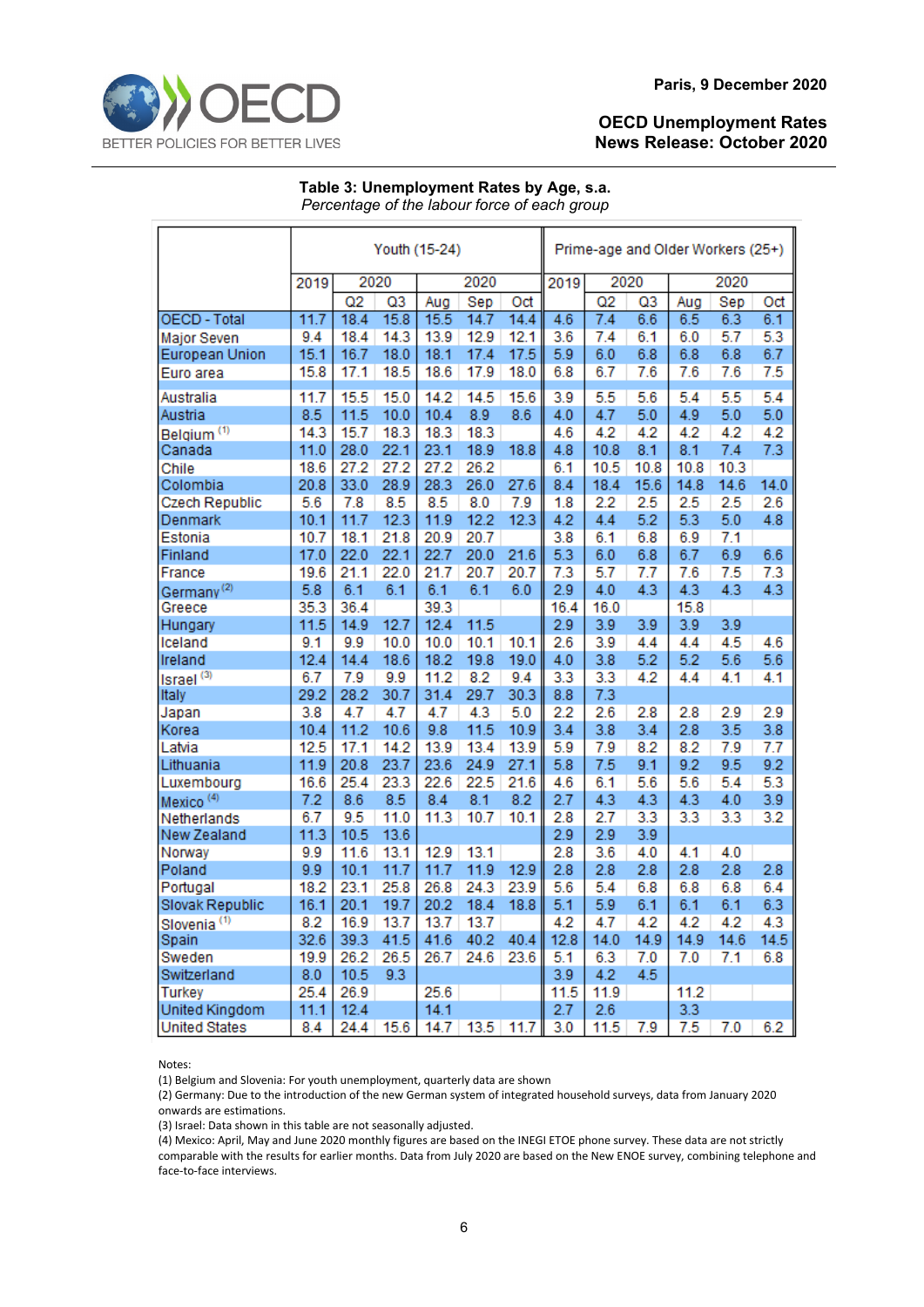Paris, 9 December 2020

**OECD Unemployment Rates**
**News Release: October 2020**

**Table 3: Unemployment Rates by Age, s.a.**
*Percentage of the labour force of each group*

| | Youth (15-24) | | | | | | Prime-age and Older Workers (25+) | | | | | |
|---|---|---|---|---|---|---|---|---|---|---|---|---|
| | 2019 | 2020 | | 2020 | | | 2019 | 2020 | | 2020 | | |
| | | Q2 | Q3 | Aug | Sep | Oct | | Q2 | Q3 | Aug | Sep | Oct |
| OECD - Total | 11.7 | 18.4 | 15.8 | 15.5 | 14.7 | 14.4 | 4.6 | 7.4 | 6.6 | 6.5 | 6.3 | 6.1 |
| Major Seven | 9.4 | 18.4 | 14.3 | 13.9 | 12.9 | 12.1 | 3.6 | 7.4 | 6.1 | 6.0 | 5.7 | 5.3 |
| European Union | 15.1 | 16.7 | 18.0 | 18.1 | 17.4 | 17.5 | 5.9 | 6.0 | 6.8 | 6.8 | 6.8 | 6.7 |
| Euro area | 15.8 | 17.1 | 18.5 | 18.6 | 17.9 | 18.0 | 6.8 | 6.7 | 7.6 | 7.6 | 7.6 | 7.5 |
| Australia | 11.7 | 15.5 | 15.0 | 14.2 | 14.5 | 15.6 | 3.9 | 5.5 | 5.6 | 5.4 | 5.5 | 5.4 |
| Austria | 8.5 | 11.5 | 10.0 | 10.4 | 8.9 | 8.6 | 4.0 | 4.7 | 5.0 | 4.9 | 5.0 | 5.0 |
| Belgium [(1)] | 14.3 | 15.7 | 18.3 | 18.3 | 18.3 | | 4.6 | 4.2 | 4.2 | 4.2 | 4.2 | 4.2 |
| Canada | 11.0 | 28.0 | 22.1 | 23.1 | 18.9 | 18.8 | 4.8 | 10.8 | 8.1 | 8.1 | 7.4 | 7.3 |
| Chile | 18.6 | 27.2 | 27.2 | 27.2 | 26.2 | | 6.1 | 10.5 | 10.8 | 10.8 | 10.3 | |
| Colombia | 20.8 | 33.0 | 28.9 | 28.3 | 26.0 | 27.6 | 8.4 | 18.4 | 15.6 | 14.8 | 14.6 | 14.0 |
| Czech Republic | 5.6 | 7.8 | 8.5 | 8.5 | 8.0 | 7.9 | 1.8 | 2.2 | 2.5 | 2.5 | 2.5 | 2.6 |
| Denmark | 10.1 | 11.7 | 12.3 | 11.9 | 12.2 | 12.3 | 4.2 | 4.4 | 5.2 | 5.3 | 5.0 | 4.8 |
| Estonia | 10.7 | 18.1 | 21.8 | 20.9 | 20.7 | | 3.8 | 6.1 | 6.8 | 6.9 | 7.1 | |
| Finland | 17.0 | 22.0 | 22.1 | 22.7 | 20.0 | 21.6 | 5.3 | 6.0 | 6.8 | 6.7 | 6.9 | 6.6 |
| France | 19.6 | 21.1 | 22.0 | 21.7 | 20.7 | 20.7 | 7.3 | 5.7 | 7.7 | 7.6 | 7.5 | 7.3 |
| Germany [(2)] | 5.8 | 6.1 | 6.1 | 6.1 | 6.1 | 6.0 | 2.9 | 4.0 | 4.3 | 4.3 | 4.3 | 4.3 |
| Greece | 35.3 | 36.4 | | 39.3 | | | 16.4 | 16.0 | | 15.8 | | |
| Hungary | 11.5 | 14.9 | 12.7 | 12.4 | 11.5 | | 2.9 | 3.9 | 3.9 | 3.9 | 3.9 | |
| Iceland | 9.1 | 9.9 | 10.0 | 10.0 | 10.1 | 10.1 | 2.6 | 3.9 | 4.4 | 4.4 | 4.5 | 4.6 |
| Ireland | 12.4 | 14.4 | 18.6 | 18.2 | 19.8 | 19.0 | 4.0 | 3.8 | 5.2 | 5.2 | 5.6 | 5.6 |
| Israel [(3)] | 6.7 | 7.9 | 9.9 | 11.2 | 8.2 | 9.4 | 3.3 | 3.3 | 4.2 | 4.4 | 4.1 | 4.1 |
| Italy | 29.2 | 28.2 | 30.7 | 31.4 | 29.7 | 30.3 | 8.8 | 7.3 | | | | |
| Japan | 3.8 | 4.7 | 4.7 | 4.7 | 4.3 | 5.0 | 2.2 | 2.6 | 2.8 | 2.8 | 2.9 | 2.9 |
| Korea | 10.4 | 11.2 | 10.6 | 9.8 | 11.5 | 10.9 | 3.4 | 3.8 | 3.4 | 2.8 | 3.5 | 3.8 |
| Latvia | 12.5 | 17.1 | 14.2 | 13.9 | 13.4 | 13.9 | 5.9 | 7.9 | 8.2 | 8.2 | 7.9 | 7.7 |
| Lithuania | 11.9 | 20.8 | 23.7 | 23.6 | 24.9 | 27.1 | 5.8 | 7.5 | 9.1 | 9.2 | 9.5 | 9.2 |
| Luxembourg | 16.6 | 25.4 | 23.3 | 22.6 | 22.5 | 21.6 | 4.6 | 6.1 | 5.6 | 5.6 | 5.4 | 5.3 |
| Mexico [(4)] | 7.2 | 8.6 | 8.5 | 8.4 | 8.1 | 8.2 | 2.7 | 4.3 | 4.3 | 4.3 | 4.0 | 3.9 |
| Netherlands | 6.7 | 9.5 | 11.0 | 11.3 | 10.7 | 10.1 | 2.8 | 2.7 | 3.3 | 3.3 | 3.3 | 3.2 |
| New Zealand | 11.3 | 10.5 | 13.6 | | | | 2.9 | 2.9 | 3.9 | | | |
| Norway | 9.9 | 11.6 | 13.1 | 12.9 | 13.1 | | 2.8 | 3.6 | 4.0 | 4.1 | 4.0 | |
| Poland | 9.9 | 10.1 | 11.7 | 11.7 | 11.9 | 12.9 | 2.8 | 2.8 | 2.8 | 2.8 | 2.8 | 2.8 |
| Portugal | 18.2 | 23.1 | 25.8 | 26.8 | 24.3 | 23.9 | 5.6 | 5.4 | 6.8 | 6.8 | 6.8 | 6.4 |
| Slovak Republic | 16.1 | 20.1 | 19.7 | 20.2 | 18.4 | 18.8 | 5.1 | 5.9 | 6.1 | 6.1 | 6.1 | 6.3 |
| Slovenia [(1)] | 8.2 | 16.9 | 13.7 | 13.7 | 13.7 | | 4.2 | 4.7 | 4.2 | 4.2 | 4.2 | 4.3 |
| Spain | 32.6 | 39.3 | 41.5 | 41.6 | 40.2 | 40.4 | 12.8 | 14.0 | 14.9 | 14.9 | 14.6 | 14.5 |
| Sweden | 19.9 | 26.2 | 26.5 | 26.7 | 24.6 | 23.6 | 5.1 | 6.3 | 7.0 | 7.0 | 7.1 | 6.8 |
| Switzerland | 8.0 | 10.5 | 9.3 | | | | 3.9 | 4.2 | 4.5 | | | |
| Turkey | 25.4 | 26.9 | | 25.6 | | | 11.5 | 11.9 | | 11.2 | | |
| United Kingdom | 11.1 | 12.4 | | 14.1 | | | 2.7 | 2.6 | | 3.3 | | |
| United States | 8.4 | 24.4 | 15.6 | 14.7 | 13.5 | 11.7 | 3.0 | 11.5 | 7.9 | 7.5 | 7.0 | 6.2 |

Notes:
(1) Belgium and Slovenia: For youth unemployment, quarterly data are shown
(2) Germany: Due to the introduction of the new German system of integrated household surveys, data from January 2020 onwards are estimations.
(3) Israel: Data shown in this table are not seasonally adjusted.
(4) Mexico: April, May and June 2020 monthly figures are based on the INEGI ETOE phone survey. These data are not strictly comparable with the results for earlier months. Data from July 2020 are based on the New ENOE survey, combining telephone and face-to-face interviews.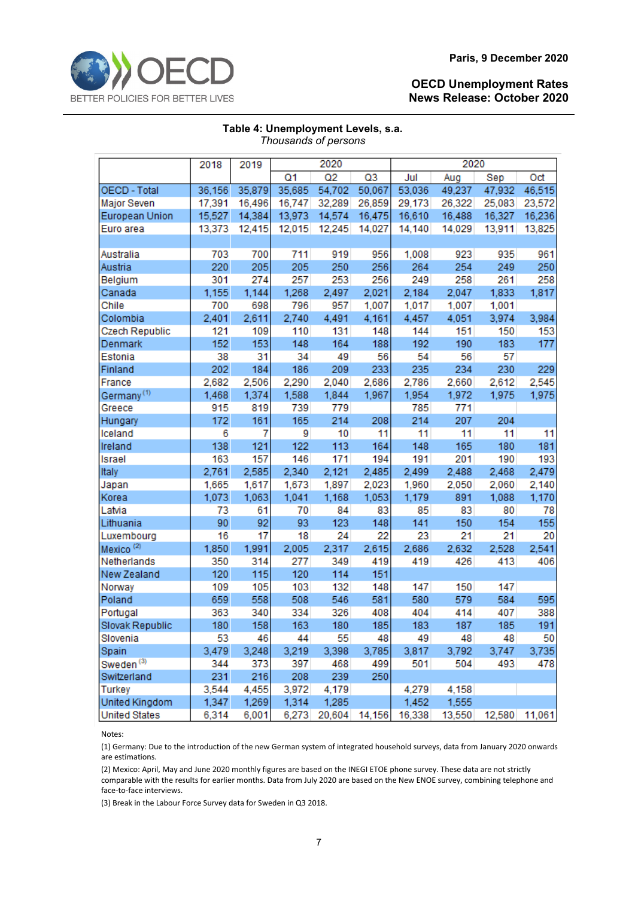Paris, 9 December 2020

**OECD Unemployment Rates News Release: October 2020**

### Table 4: Unemployment Levels, s.a.

*Thousands of persons*

| | 2018 | 2019 | 2020 | | | 2020 | | | |
|---|---|---|---|---|---|---|---|---|---|
| | | | Q1 | Q2 | Q3 | Jul | Aug | Sep | Oct |
| OECD - Total | 36,156 | 35,879 | 35,685 | 54,702 | 50,067 | 53,036 | 49,237 | 47,932 | 46,515 |
| Major Seven | 17,391 | 16,496 | 16,747 | 32,289 | 26,859 | 29,173 | 26,322 | 25,083 | 23,572 |
| European Union | 15,527 | 14,384 | 13,973 | 14,574 | 16,475 | 16,610 | 16,488 | 16,327 | 16,236 |
| Euro area | 13,373 | 12,415 | 12,015 | 12,245 | 14,027 | 14,140 | 14,029 | 13,911 | 13,825 |
| | | | | | | | | | |
| Australia | 703 | 700 | 711 | 919 | 956 | 1,008 | 923 | 935 | 961 |
| Austria | 220 | 205 | 205 | 250 | 256 | 264 | 254 | 249 | 250 |
| Belgium | 301 | 274 | 257 | 253 | 256 | 249 | 258 | 261 | 258 |
| Canada | 1,155 | 1,144 | 1,268 | 2,497 | 2,021 | 2,184 | 2,047 | 1,833 | 1,817 |
| Chile | 700 | 698 | 796 | 957 | 1,007 | 1,017 | 1,007 | 1,001 | |
| Colombia | 2,401 | 2,611 | 2,740 | 4,491 | 4,161 | 4,457 | 4,051 | 3,974 | 3,984 |
| Czech Republic | 121 | 109 | 110 | 131 | 148 | 144 | 151 | 150 | 153 |
| Denmark | 152 | 153 | 148 | 164 | 188 | 192 | 190 | 183 | 177 |
| Estonia | 38 | 31 | 34 | 49 | 56 | 54 | 56 | 57 | |
| Finland | 202 | 184 | 186 | 209 | 233 | 235 | 234 | 230 | 229 |
| France | 2,682 | 2,506 | 2,290 | 2,040 | 2,686 | 2,786 | 2,660 | 2,612 | 2,545 |
| Germany (1) | 1,468 | 1,374 | 1,588 | 1,844 | 1,967 | 1,954 | 1,972 | 1,975 | 1,975 |
| Greece | 915 | 819 | 739 | 779 | | 785 | 771 | | |
| Hungary | 172 | 161 | 165 | 214 | 208 | 214 | 207 | 204 | |
| Iceland | 6 | 7 | 9 | 10 | 11 | 11 | 11 | 11 | 11 |
| Ireland | 138 | 121 | 122 | 113 | 164 | 148 | 165 | 180 | 181 |
| Israel | 163 | 157 | 146 | 171 | 194 | 191 | 201 | 190 | 193 |
| Italy | 2,761 | 2,585 | 2,340 | 2,121 | 2,485 | 2,499 | 2,488 | 2,468 | 2,479 |
| Japan | 1,665 | 1,617 | 1,673 | 1,897 | 2,023 | 1,960 | 2,050 | 2,060 | 2,140 |
| Korea | 1,073 | 1,063 | 1,041 | 1,168 | 1,053 | 1,179 | 891 | 1,088 | 1,170 |
| Latvia | 73 | 61 | 70 | 84 | 83 | 85 | 83 | 80 | 78 |
| Lithuania | 90 | 92 | 93 | 123 | 148 | 141 | 150 | 154 | 155 |
| Luxembourg | 16 | 17 | 18 | 24 | 22 | 23 | 21 | 21 | 20 |
| Mexico (2) | 1,850 | 1,991 | 2,005 | 2,317 | 2,615 | 2,686 | 2,632 | 2,528 | 2,541 |
| Netherlands | 350 | 314 | 277 | 349 | 419 | 419 | 426 | 413 | 406 |
| New Zealand | 120 | 115 | 120 | 114 | 151 | | | | |
| Norway | 109 | 105 | 103 | 132 | 148 | 147 | 150 | 147 | |
| Poland | 659 | 558 | 508 | 546 | 581 | 580 | 579 | 584 | 595 |
| Portugal | 363 | 340 | 334 | 326 | 408 | 404 | 414 | 407 | 388 |
| Slovak Republic | 180 | 158 | 163 | 180 | 185 | 183 | 187 | 185 | 191 |
| Slovenia | 53 | 46 | 44 | 55 | 48 | 49 | 48 | 48 | 50 |
| Spain | 3,479 | 3,248 | 3,219 | 3,398 | 3,785 | 3,817 | 3,792 | 3,747 | 3,735 |
| Sweden (3) | 344 | 373 | 397 | 468 | 499 | 501 | 504 | 493 | 478 |
| Switzerland | 231 | 216 | 208 | 239 | 250 | | | | |
| Turkey | 3,544 | 4,455 | 3,972 | 4,179 | | 4,279 | 4,158 | | |
| United Kingdom | 1,347 | 1,269 | 1,314 | 1,285 | | 1,452 | 1,555 | | |
| United States | 6,314 | 6,001 | 6,273 | 20,604 | 14,156 | 16,338 | 13,550 | 12,580 | 11,061 |

Notes:

(1) Germany: Due to the introduction of the new German system of integrated household surveys, data from January 2020 onwards are estimations.

(2) Mexico: April, May and June 2020 monthly figures are based on the INEGI ETOE phone survey. These data are not strictly comparable with the results for earlier months. Data from July 2020 are based on the New ENOE survey, combining telephone and face-to-face interviews.

(3) Break in the Labour Force Survey data for Sweden in Q3 2018.